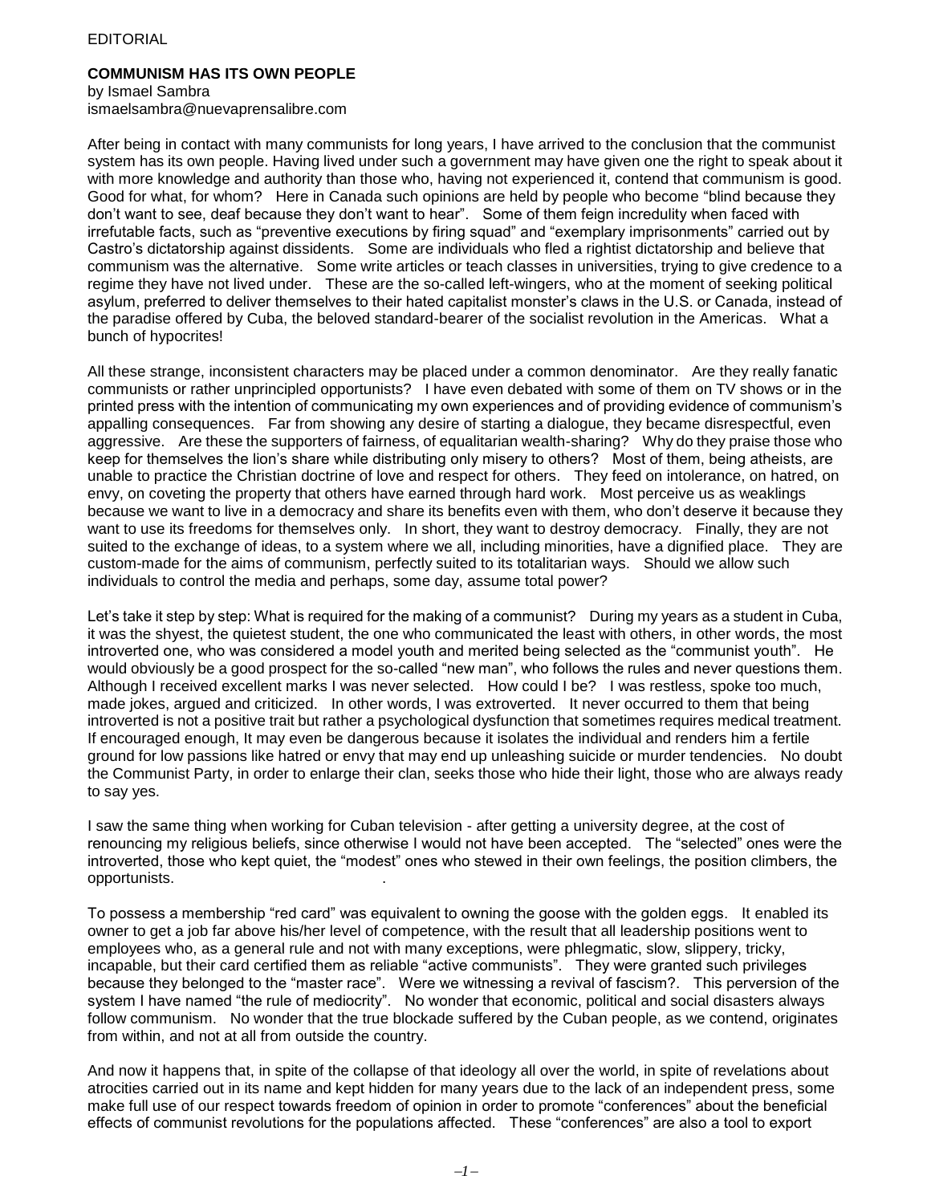EDITORIAL

**COMMUNISM HAS ITS OWN PEOPLE**
by Ismael Sambra
ismaelsambra@nuevaprensalibre.com

After being in contact with many communists for long years, I have arrived to the conclusion that the communist system has its own people. Having lived under such a government may have given one the right to speak about it with more knowledge and authority than those who, having not experienced it, contend that communism is good. Good for what, for whom? Here in Canada such opinions are held by people who become "blind because they don't want to see, deaf because they don't want to hear". Some of them feign incredulity when faced with irrefutable facts, such as "preventive executions by firing squad" and "exemplary imprisonments" carried out by Castro's dictatorship against dissidents. Some are individuals who fled a rightist dictatorship and believe that communism was the alternative. Some write articles or teach classes in universities, trying to give credence to a regime they have not lived under. These are the so-called left-wingers, who at the moment of seeking political asylum, preferred to deliver themselves to their hated capitalist monster's claws in the U.S. or Canada, instead of the paradise offered by Cuba, the beloved standard-bearer of the socialist revolution in the Americas. What a bunch of hypocrites!

All these strange, inconsistent characters may be placed under a common denominator. Are they really fanatic communists or rather unprincipled opportunists? I have even debated with some of them on TV shows or in the printed press with the intention of communicating my own experiences and of providing evidence of communism's appalling consequences. Far from showing any desire of starting a dialogue, they became disrespectful, even aggressive. Are these the supporters of fairness, of equalitarian wealth-sharing? Why do they praise those who keep for themselves the lion's share while distributing only misery to others? Most of them, being atheists, are unable to practice the Christian doctrine of love and respect for others. They feed on intolerance, on hatred, on envy, on coveting the property that others have earned through hard work. Most perceive us as weaklings because we want to live in a democracy and share its benefits even with them, who don't deserve it because they want to use its freedoms for themselves only. In short, they want to destroy democracy. Finally, they are not suited to the exchange of ideas, to a system where we all, including minorities, have a dignified place. They are custom-made for the aims of communism, perfectly suited to its totalitarian ways. Should we allow such individuals to control the media and perhaps, some day, assume total power?

Let's take it step by step: What is required for the making of a communist? During my years as a student in Cuba, it was the shyest, the quietest student, the one who communicated the least with others, in other words, the most introverted one, who was considered a model youth and merited being selected as the "communist youth". He would obviously be a good prospect for the so-called "new man", who follows the rules and never questions them. Although I received excellent marks I was never selected. How could I be? I was restless, spoke too much, made jokes, argued and criticized. In other words, I was extroverted. It never occurred to them that being introverted is not a positive trait but rather a psychological dysfunction that sometimes requires medical treatment. If encouraged enough, It may even be dangerous because it isolates the individual and renders him a fertile ground for low passions like hatred or envy that may end up unleashing suicide or murder tendencies. No doubt the Communist Party, in order to enlarge their clan, seeks those who hide their light, those who are always ready to say yes.

I saw the same thing when working for Cuban television - after getting a university degree, at the cost of renouncing my religious beliefs, since otherwise I would not have been accepted. The "selected" ones were the introverted, those who kept quiet, the "modest" ones who stewed in their own feelings, the position climbers, the opportunists.

To possess a membership "red card" was equivalent to owning the goose with the golden eggs. It enabled its owner to get a job far above his/her level of competence, with the result that all leadership positions went to employees who, as a general rule and not with many exceptions, were phlegmatic, slow, slippery, tricky, incapable, but their card certified them as reliable "active communists". They were granted such privileges because they belonged to the "master race". Were we witnessing a revival of fascism?. This perversion of the system I have named "the rule of mediocrity". No wonder that economic, political and social disasters always follow communism. No wonder that the true blockade suffered by the Cuban people, as we contend, originates from within, and not at all from outside the country.

And now it happens that, in spite of the collapse of that ideology all over the world, in spite of revelations about atrocities carried out in its name and kept hidden for many years due to the lack of an independent press, some make full use of our respect towards freedom of opinion in order to promote "conferences" about the beneficial effects of communist revolutions for the populations affected. These "conferences" are also a tool to export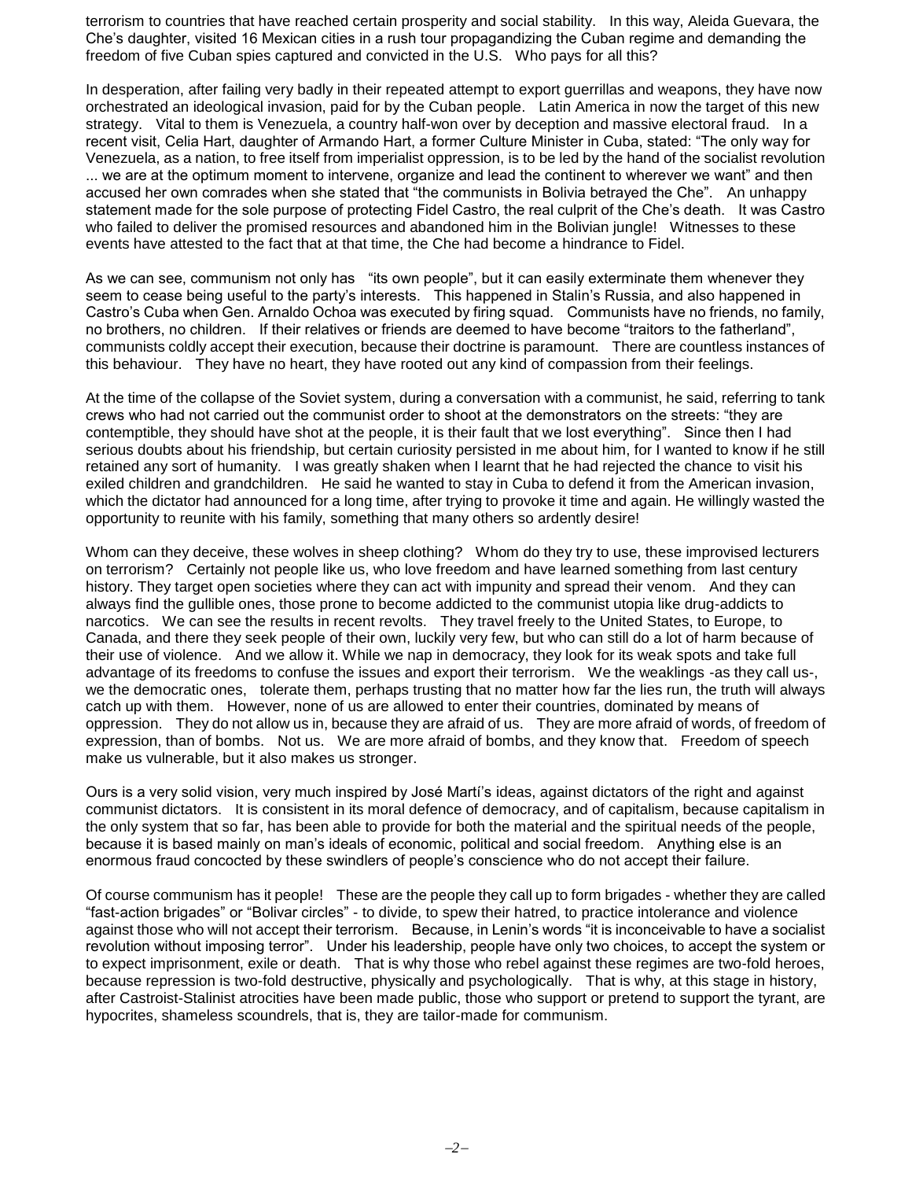terrorism to countries that have reached certain prosperity and social stability. In this way, Aleida Guevara, the Che's daughter, visited 16 Mexican cities in a rush tour propagandizing the Cuban regime and demanding the freedom of five Cuban spies captured and convicted in the U.S. Who pays for all this?

In desperation, after failing very badly in their repeated attempt to export guerrillas and weapons, they have now orchestrated an ideological invasion, paid for by the Cuban people. Latin America in now the target of this new strategy. Vital to them is Venezuela, a country half-won over by deception and massive electoral fraud. In a recent visit, Celia Hart, daughter of Armando Hart, a former Culture Minister in Cuba, stated: "The only way for Venezuela, as a nation, to free itself from imperialist oppression, is to be led by the hand of the socialist revolution ... we are at the optimum moment to intervene, organize and lead the continent to wherever we want" and then accused her own comrades when she stated that "the communists in Bolivia betrayed the Che". An unhappy statement made for the sole purpose of protecting Fidel Castro, the real culprit of the Che's death. It was Castro who failed to deliver the promised resources and abandoned him in the Bolivian jungle! Witnesses to these events have attested to the fact that at that time, the Che had become a hindrance to Fidel.

As we can see, communism not only has "its own people", but it can easily exterminate them whenever they seem to cease being useful to the party's interests. This happened in Stalin's Russia, and also happened in Castro's Cuba when Gen. Arnaldo Ochoa was executed by firing squad. Communists have no friends, no family, no brothers, no children. If their relatives or friends are deemed to have become "traitors to the fatherland", communists coldly accept their execution, because their doctrine is paramount. There are countless instances of this behaviour. They have no heart, they have rooted out any kind of compassion from their feelings.

At the time of the collapse of the Soviet system, during a conversation with a communist, he said, referring to tank crews who had not carried out the communist order to shoot at the demonstrators on the streets: "they are contemptible, they should have shot at the people, it is their fault that we lost everything". Since then I had serious doubts about his friendship, but certain curiosity persisted in me about him, for I wanted to know if he still retained any sort of humanity. I was greatly shaken when I learnt that he had rejected the chance to visit his exiled children and grandchildren. He said he wanted to stay in Cuba to defend it from the American invasion, which the dictator had announced for a long time, after trying to provoke it time and again. He willingly wasted the opportunity to reunite with his family, something that many others so ardently desire!

Whom can they deceive, these wolves in sheep clothing? Whom do they try to use, these improvised lecturers on terrorism? Certainly not people like us, who love freedom and have learned something from last century history. They target open societies where they can act with impunity and spread their venom. And they can always find the gullible ones, those prone to become addicted to the communist utopia like drug-addicts to narcotics. We can see the results in recent revolts. They travel freely to the United States, to Europe, to Canada, and there they seek people of their own, luckily very few, but who can still do a lot of harm because of their use of violence. And we allow it. While we nap in democracy, they look for its weak spots and take full advantage of its freedoms to confuse the issues and export their terrorism. We the weaklings -as they call us-, we the democratic ones, tolerate them, perhaps trusting that no matter how far the lies run, the truth will always catch up with them. However, none of us are allowed to enter their countries, dominated by means of oppression. They do not allow us in, because they are afraid of us. They are more afraid of words, of freedom of expression, than of bombs. Not us. We are more afraid of bombs, and they know that. Freedom of speech make us vulnerable, but it also makes us stronger.

Ours is a very solid vision, very much inspired by José Martí's ideas, against dictators of the right and against communist dictators. It is consistent in its moral defence of democracy, and of capitalism, because capitalism in the only system that so far, has been able to provide for both the material and the spiritual needs of the people, because it is based mainly on man's ideals of economic, political and social freedom. Anything else is an enormous fraud concocted by these swindlers of people's conscience who do not accept their failure.

Of course communism has it people! These are the people they call up to form brigades - whether they are called "fast-action brigades" or "Bolivar circles" - to divide, to spew their hatred, to practice intolerance and violence against those who will not accept their terrorism. Because, in Lenin's words "it is inconceivable to have a socialist revolution without imposing terror". Under his leadership, people have only two choices, to accept the system or to expect imprisonment, exile or death. That is why those who rebel against these regimes are two-fold heroes, because repression is two-fold destructive, physically and psychologically. That is why, at this stage in history, after Castroist-Stalinist atrocities have been made public, those who support or pretend to support the tyrant, are hypocrites, shameless scoundrels, that is, they are tailor-made for communism.